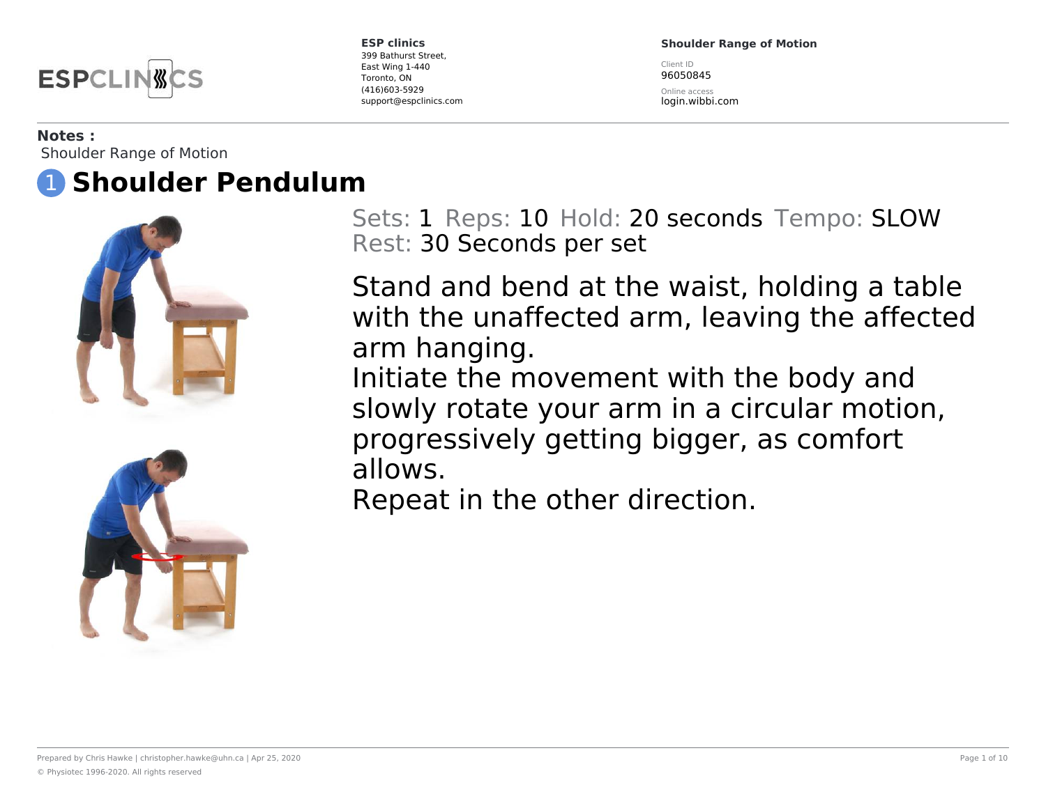**ESP clinics**
399 Bathurst Street,
East Wing 1-440
Toronto, ON
(416)603-5929
support@espclinics.com

**Shoulder Range of Motion**

Client ID
96050845

Online access
login.wibbi.com

**Notes :**
Shoulder Range of Motion

# 1 Shoulder Pendulum

Sets: 1 Reps: 10 Hold: 20 seconds Tempo: SLOW
Rest: 30 Seconds per set

Stand and bend at the waist, holding a table with the unaffected arm, leaving the affected arm hanging.
Initiate the movement with the body and slowly rotate your arm in a circular motion, progressively getting bigger, as comfort allows.
Repeat in the other direction.

Prepared by Chris Hawke | christopher.hawke@uhn.ca | Apr 25, 2020

© Physiotec 1996-2020. All rights reserved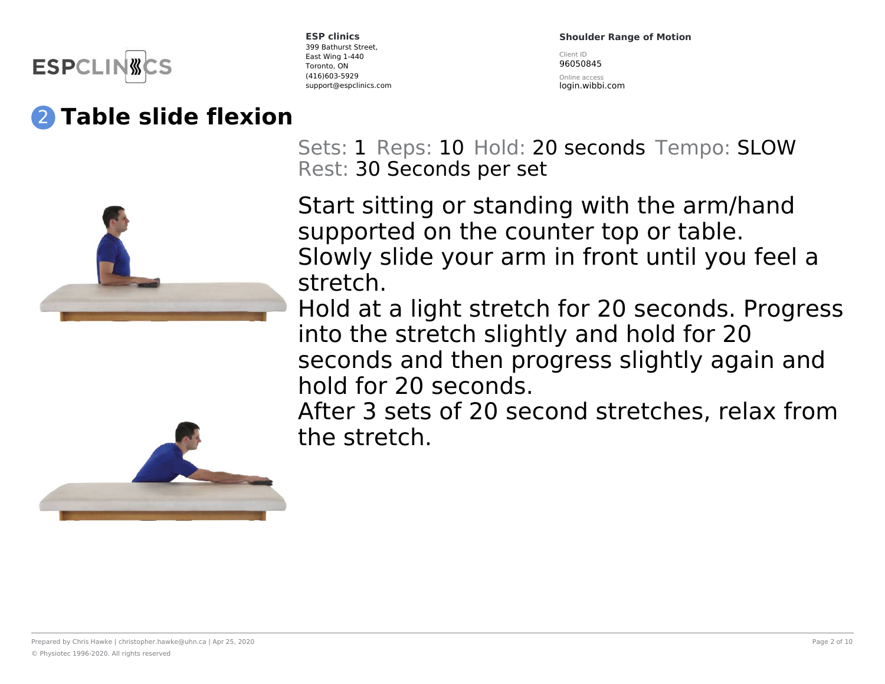## 2 Table slide flexion

Sets: 1 Reps: 10 Hold: 20 seconds Tempo: SLOW
Rest: 30 Seconds per set

Start sitting or standing with the arm/hand supported on the counter top or table.
Slowly slide your arm in front until you feel a stretch.
Hold at a light stretch for 20 seconds. Progress into the stretch slightly and hold for 20 seconds and then progress slightly again and hold for 20 seconds.
After 3 sets of 20 second stretches, relax from the stretch.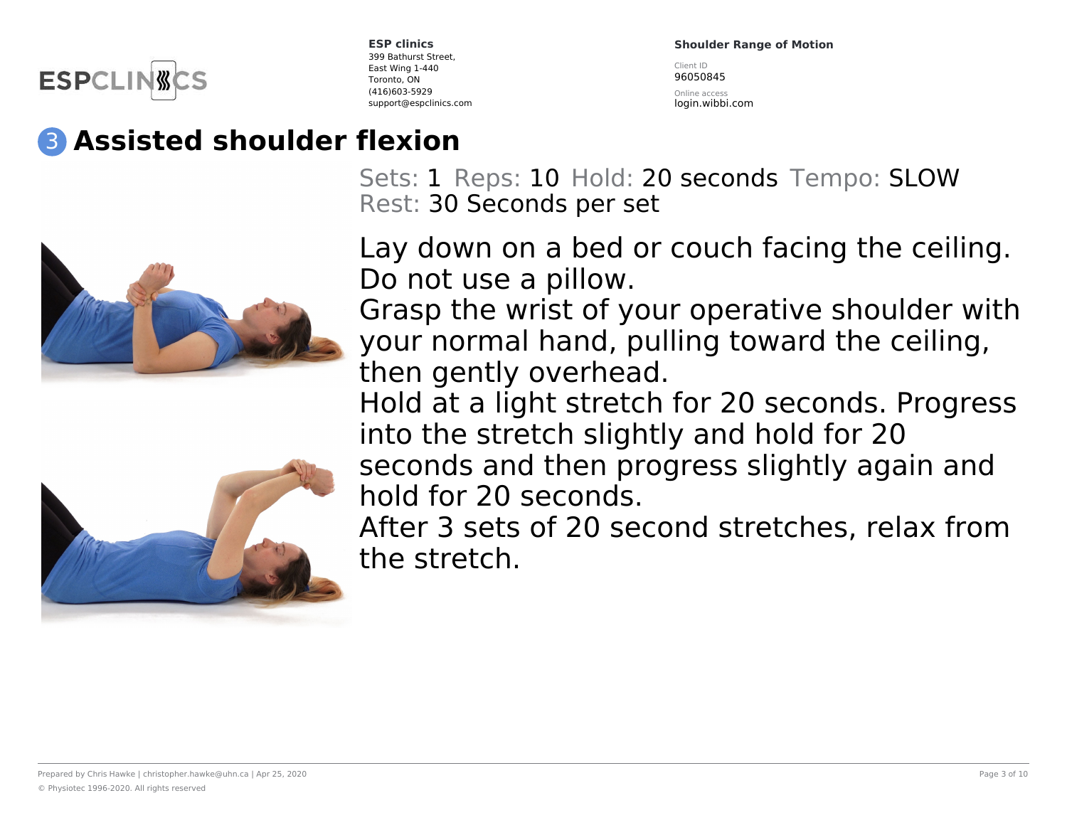## 3 Assisted shoulder flexion

Sets: 1 Reps: 10 Hold: 20 seconds Tempo: SLOW
Rest: 30 Seconds per set

Lay down on a bed or couch facing the ceiling. Do not use a pillow.
Grasp the wrist of your operative shoulder with your normal hand, pulling toward the ceiling, then gently overhead.
Hold at a light stretch for 20 seconds. Progress into the stretch slightly and hold for 20 seconds and then progress slightly again and hold for 20 seconds.
After 3 sets of 20 second stretches, relax from the stretch.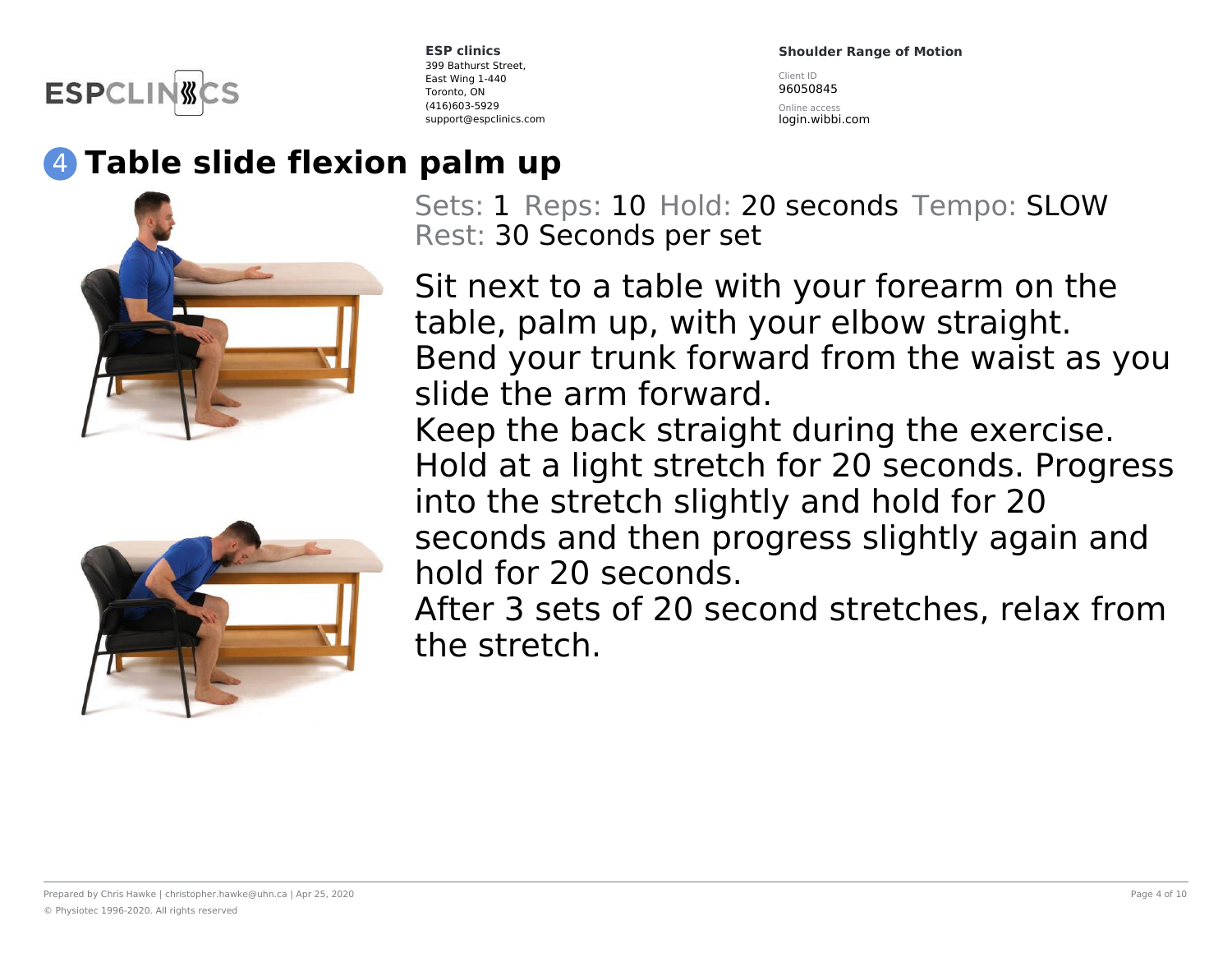# 4 Table slide flexion palm up

Sets: 1 Reps: 10 Hold: 20 seconds Tempo: SLOW
Rest: 30 Seconds per set

Sit next to a table with your forearm on the table, palm up, with your elbow straight.
Bend your trunk forward from the waist as you slide the arm forward.
Keep the back straight during the exercise.
Hold at a light stretch for 20 seconds. Progress into the stretch slightly and hold for 20 seconds and then progress slightly again and hold for 20 seconds.
After 3 sets of 20 second stretches, relax from the stretch.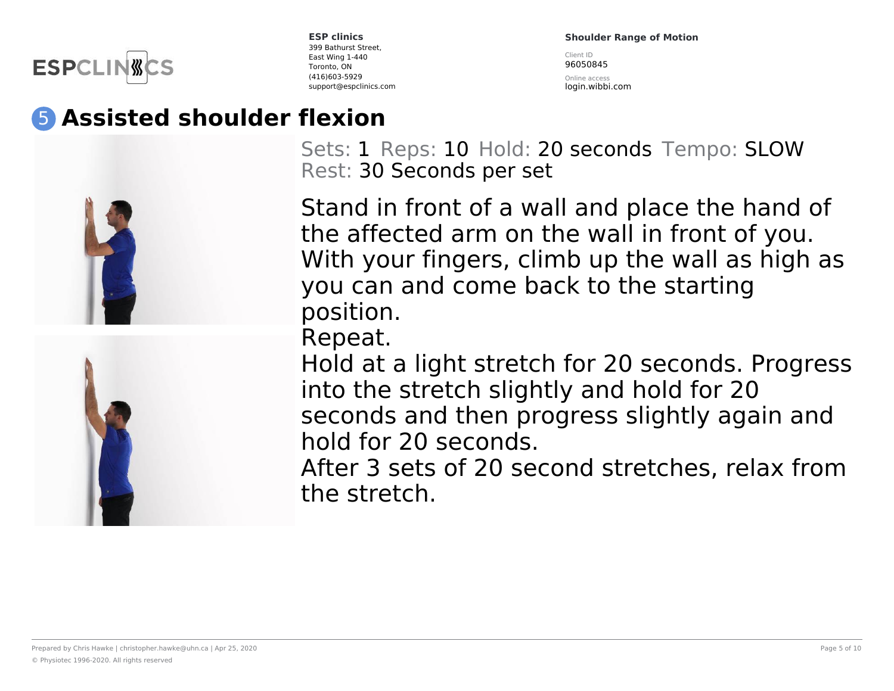## 5 Assisted shoulder flexion

Sets: 1 Reps: 10 Hold: 20 seconds Tempo: SLOW
Rest: 30 Seconds per set

Stand in front of a wall and place the hand of the affected arm on the wall in front of you. With your fingers, climb up the wall as high as you can and come back to the starting position.
Repeat.
Hold at a light stretch for 20 seconds. Progress into the stretch slightly and hold for 20 seconds and then progress slightly again and hold for 20 seconds.
After 3 sets of 20 second stretches, relax from the stretch.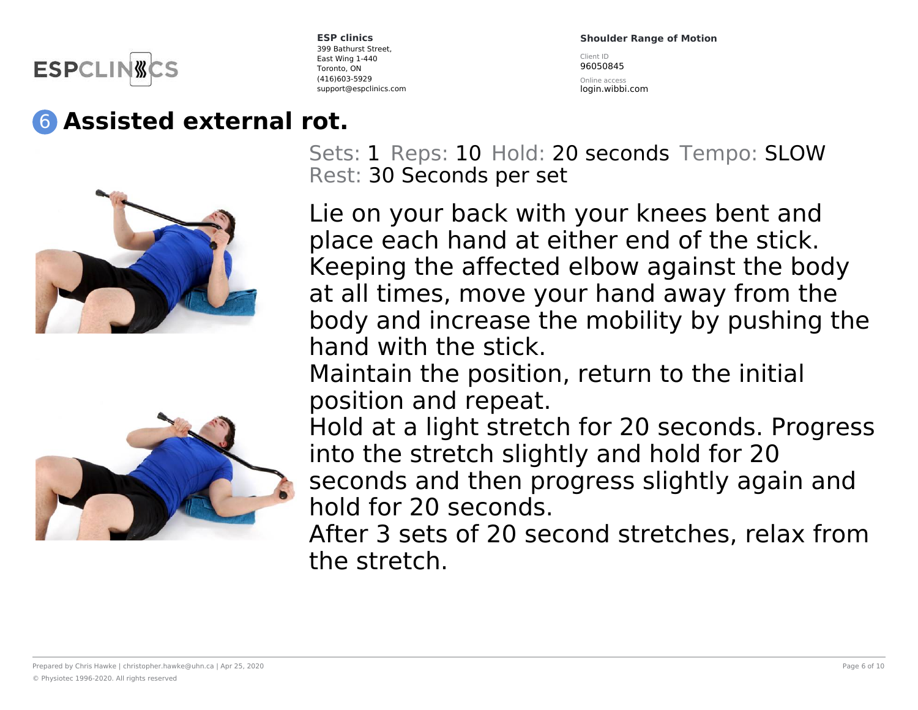ESP clinics
399 Bathurst Street,
East Wing 1-440
Toronto, ON
(416)603-5929
support@espclinics.com

**Shoulder Range of Motion**

Client ID
96050845

Online access
login.wibbi.com

## 6 Assisted external rot.

Sets: 1 Reps: 10 Hold: 20 seconds Tempo: SLOW
Rest: 30 Seconds per set

Lie on your back with your knees bent and place each hand at either end of the stick. Keeping the affected elbow against the body at all times, move your hand away from the body and increase the mobility by pushing the hand with the stick.
Maintain the position, return to the initial position and repeat.
Hold at a light stretch for 20 seconds. Progress into the stretch slightly and hold for 20 seconds and then progress slightly again and hold for 20 seconds.
After 3 sets of 20 second stretches, relax from the stretch.

Prepared by Chris Hawke | christopher.hawke@uhn.ca | Apr 25, 2020

© Physiotec 1996-2020. All rights reserved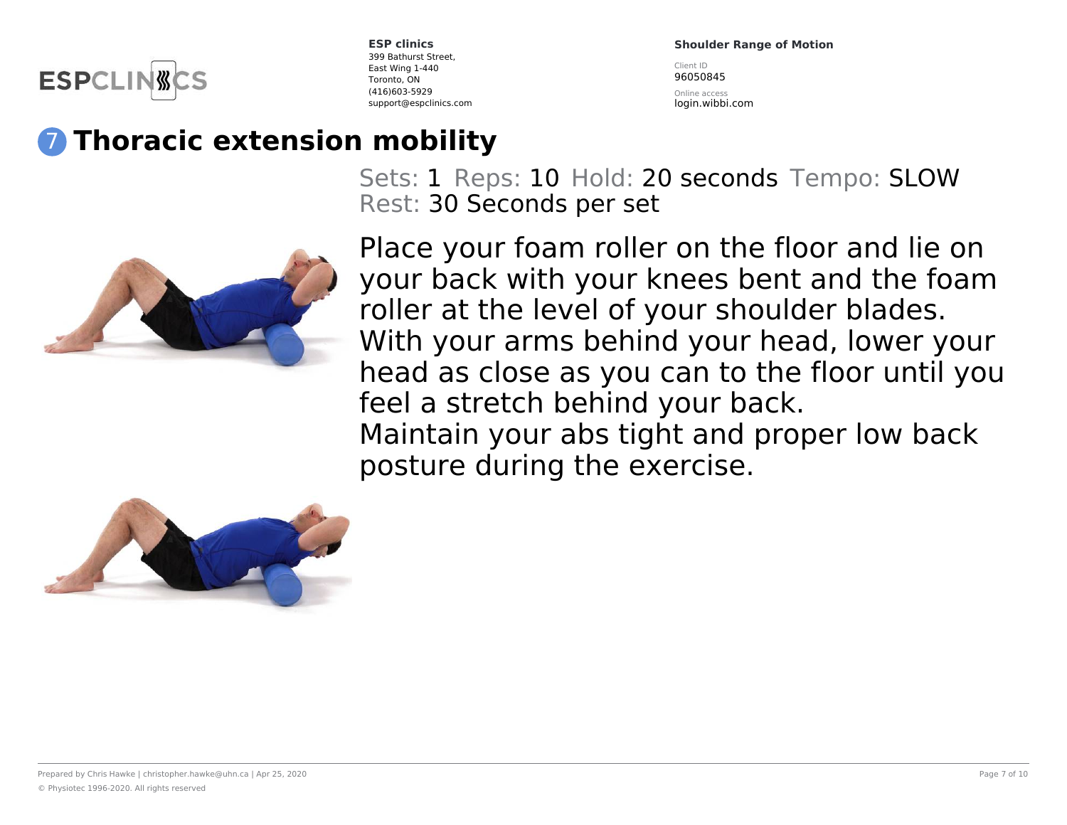# 7 Thoracic extension mobility

Sets: 1 Reps: 10 Hold: 20 seconds Tempo: SLOW
Rest: 30 Seconds per set

Place your foam roller on the floor and lie on your back with your knees bent and the foam roller at the level of your shoulder blades.
With your arms behind your head, lower your head as close as you can to the floor until you feel a stretch behind your back.
Maintain your abs tight and proper low back posture during the exercise.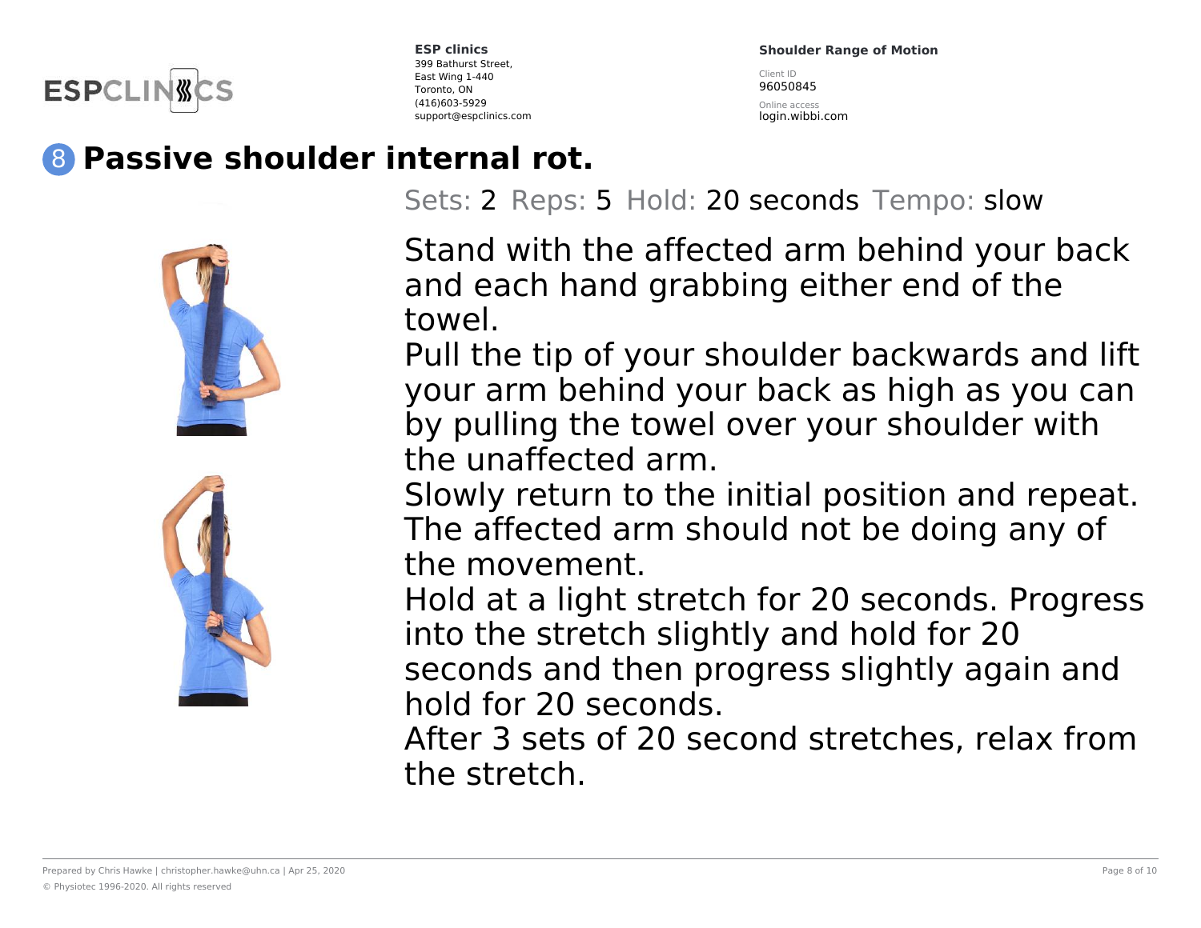# 8 Passive shoulder internal rot.

Sets: 2 Reps: 5 Hold: 20 seconds Tempo: slow

Stand with the affected arm behind your back and each hand grabbing either end of the towel.

Pull the tip of your shoulder backwards and lift your arm behind your back as high as you can by pulling the towel over your shoulder with the unaffected arm.

Slowly return to the initial position and repeat.

The affected arm should not be doing any of the movement.

Hold at a light stretch for 20 seconds. Progress into the stretch slightly and hold for 20 seconds and then progress slightly again and hold for 20 seconds.

After 3 sets of 20 second stretches, relax from the stretch.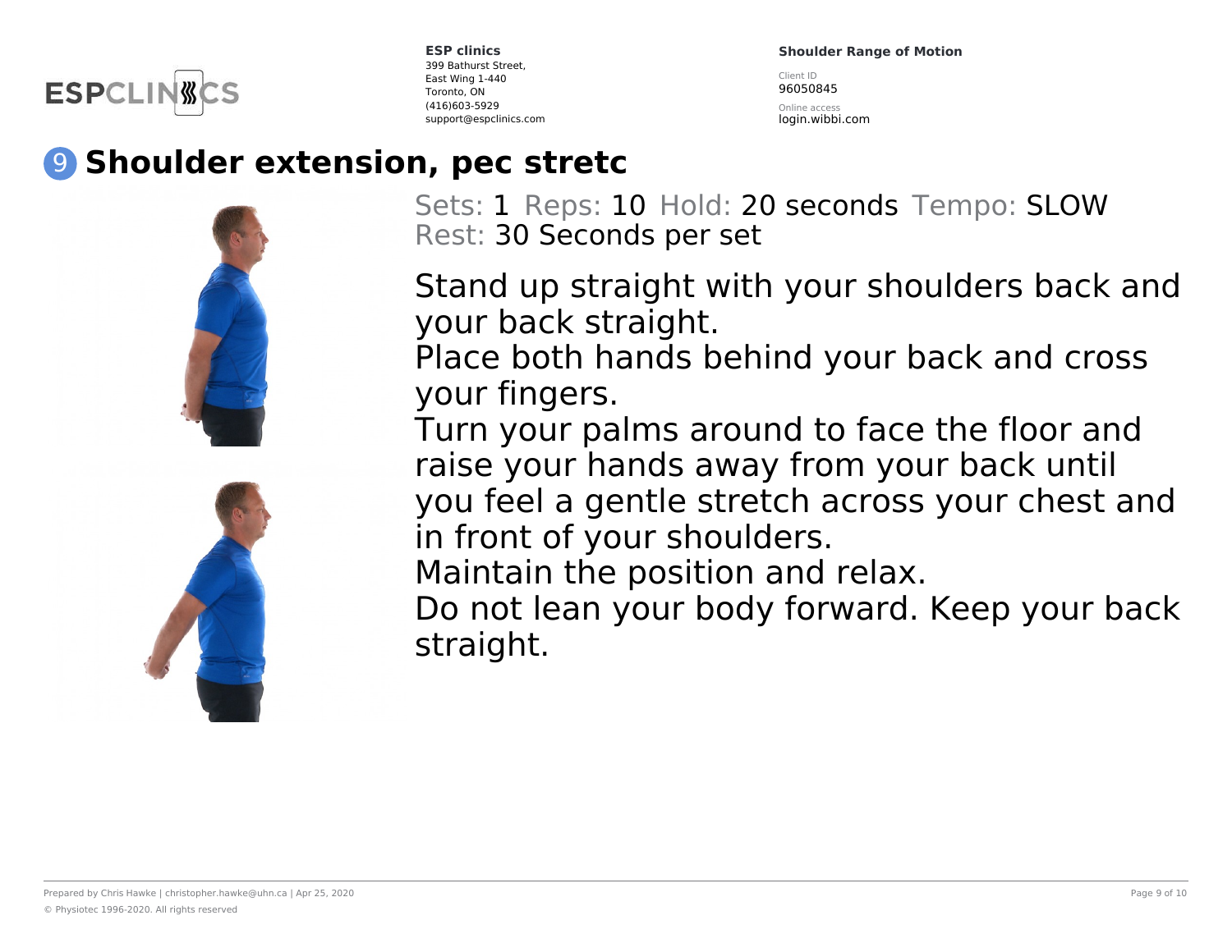## 9 Shoulder extension, pec stretc

Sets: 1 Reps: 10 Hold: 20 seconds Tempo: SLOW
Rest: 30 Seconds per set

Stand up straight with your shoulders back and your back straight.
Place both hands behind your back and cross your fingers.
Turn your palms around to face the floor and raise your hands away from your back until you feel a gentle stretch across your chest and in front of your shoulders.
Maintain the position and relax.
Do not lean your body forward. Keep your back straight.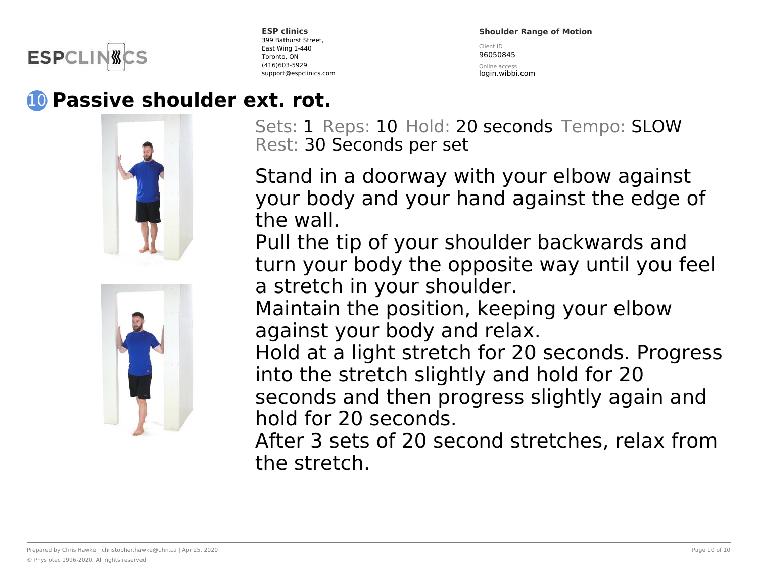# 10 Passive shoulder ext. rot.

Sets: 1 Reps: 10 Hold: 20 seconds Tempo: SLOW
Rest: 30 Seconds per set

Stand in a doorway with your elbow against your body and your hand against the edge of the wall.
Pull the tip of your shoulder backwards and turn your body the opposite way until you feel a stretch in your shoulder.
Maintain the position, keeping your elbow against your body and relax.
Hold at a light stretch for 20 seconds. Progress into the stretch slightly and hold for 20 seconds and then progress slightly again and hold for 20 seconds.
After 3 sets of 20 second stretches, relax from the stretch.